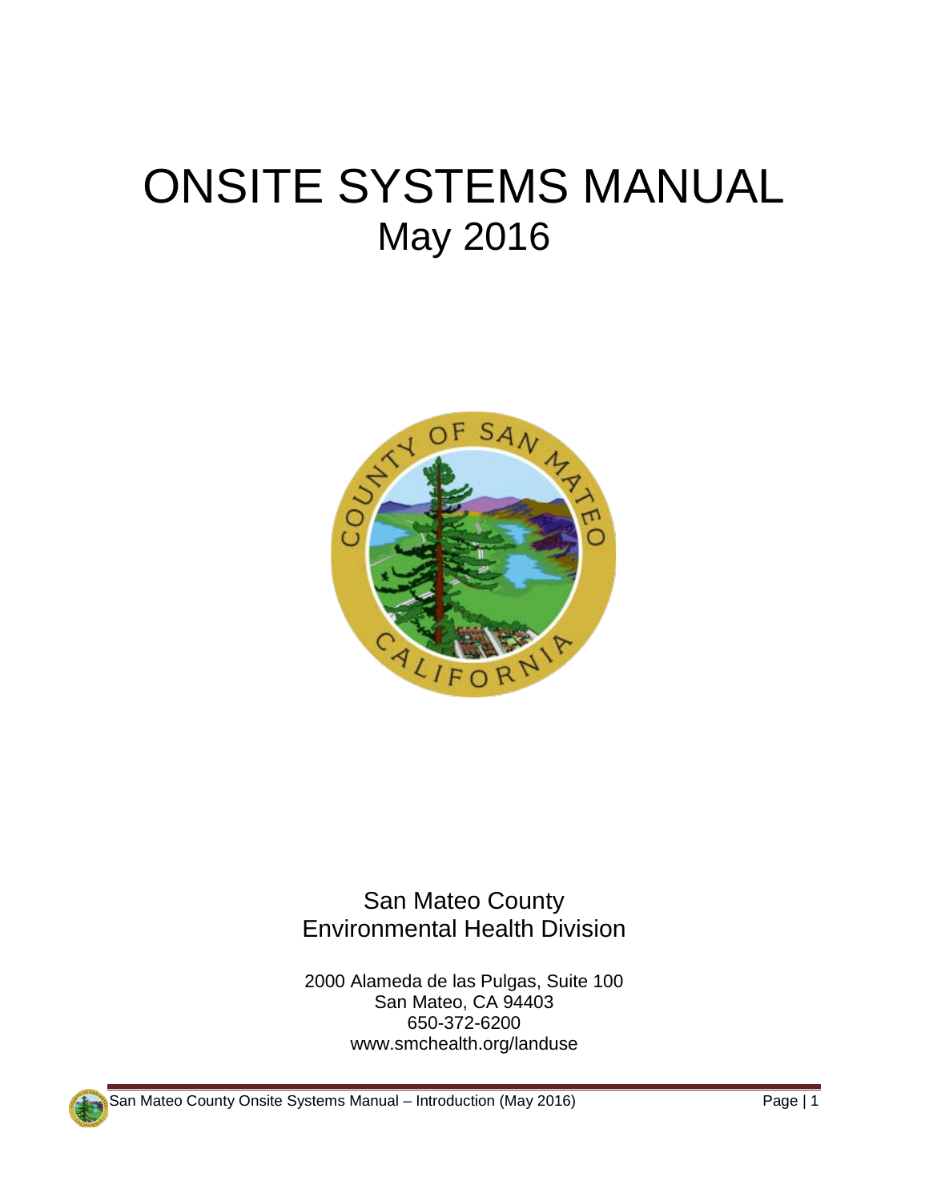# ONSITE SYSTEMS MANUAL

## May 2016

San Mateo County
Environmental Health Division

2000 Alameda de las Pulgas, Suite 100
San Mateo, CA 94403
650-372-6200
www.smchealth.org/landuse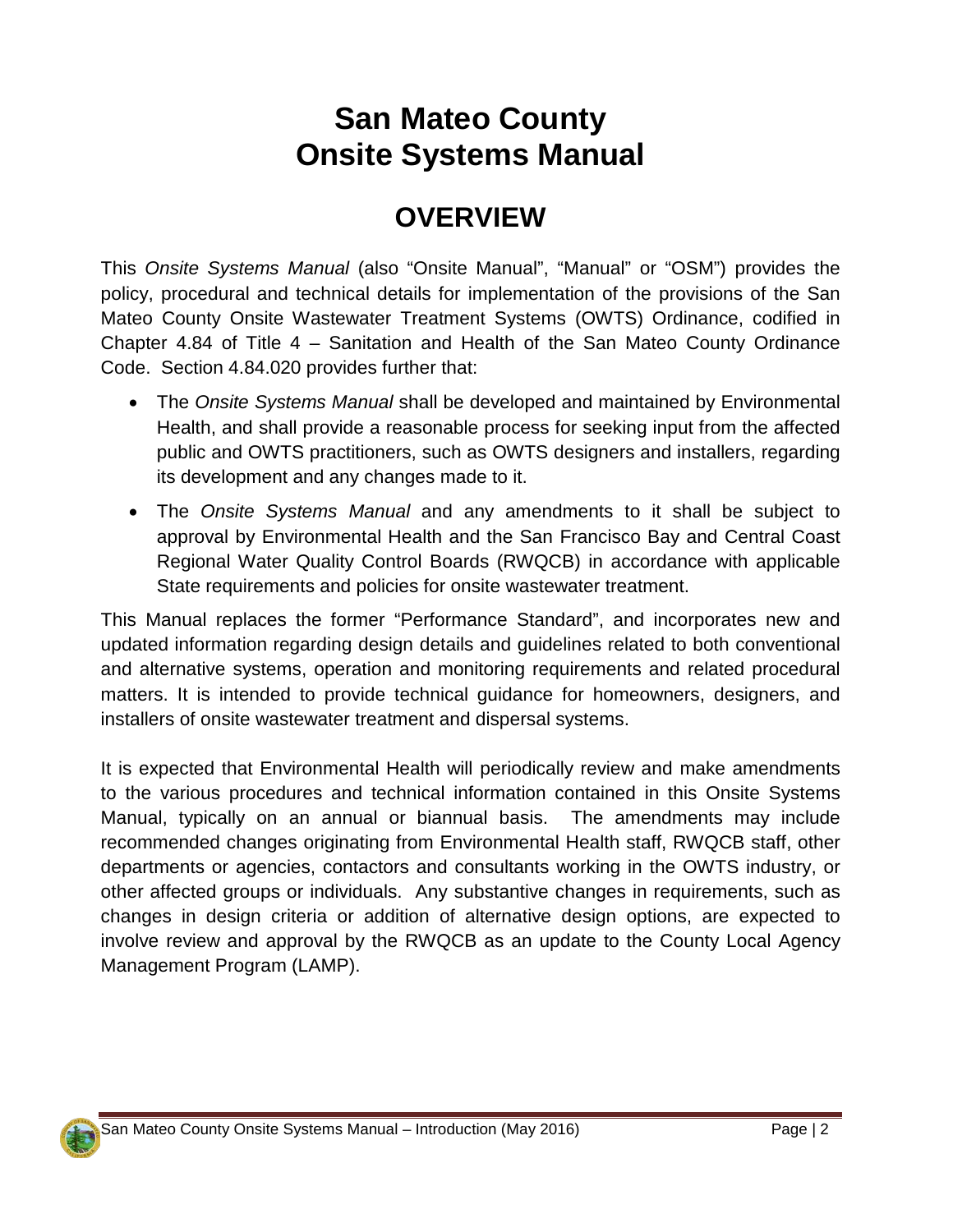# San Mateo County Onsite Systems Manual

## OVERVIEW

This *Onsite Systems Manual* (also "Onsite Manual", "Manual" or "OSM") provides the policy, procedural and technical details for implementation of the provisions of the San Mateo County Onsite Wastewater Treatment Systems (OWTS) Ordinance, codified in Chapter 4.84 of Title 4 – Sanitation and Health of the San Mateo County Ordinance Code. Section 4.84.020 provides further that:

- The *Onsite Systems Manual* shall be developed and maintained by Environmental Health, and shall provide a reasonable process for seeking input from the affected public and OWTS practitioners, such as OWTS designers and installers, regarding its development and any changes made to it.
- The *Onsite Systems Manual* and any amendments to it shall be subject to approval by Environmental Health and the San Francisco Bay and Central Coast Regional Water Quality Control Boards (RWQCB) in accordance with applicable State requirements and policies for onsite wastewater treatment.

This Manual replaces the former "Performance Standard", and incorporates new and updated information regarding design details and guidelines related to both conventional and alternative systems, operation and monitoring requirements and related procedural matters. It is intended to provide technical guidance for homeowners, designers, and installers of onsite wastewater treatment and dispersal systems.

It is expected that Environmental Health will periodically review and make amendments to the various procedures and technical information contained in this Onsite Systems Manual, typically on an annual or biannual basis. The amendments may include recommended changes originating from Environmental Health staff, RWQCB staff, other departments or agencies, contactors and consultants working in the OWTS industry, or other affected groups or individuals. Any substantive changes in requirements, such as changes in design criteria or addition of alternative design options, are expected to involve review and approval by the RWQCB as an update to the County Local Agency Management Program (LAMP).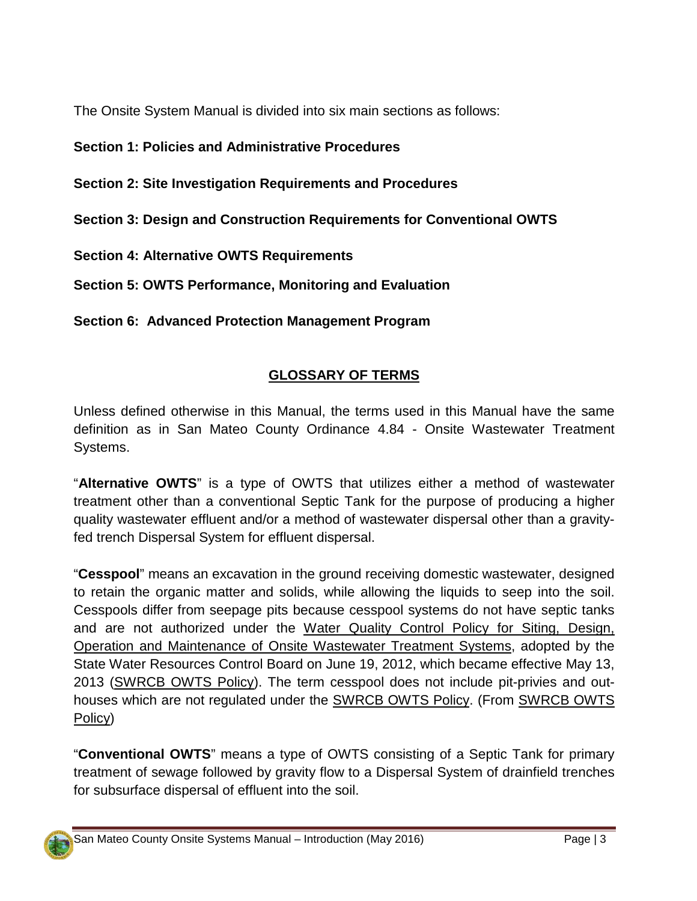The Onsite System Manual is divided into six main sections as follows:

**Section 1: Policies and Administrative Procedures**

**Section 2: Site Investigation Requirements and Procedures**

**Section 3: Design and Construction Requirements for Conventional OWTS**

**Section 4: Alternative OWTS Requirements**

**Section 5: OWTS Performance, Monitoring and Evaluation**

**Section 6: Advanced Protection Management Program**

## GLOSSARY OF TERMS

Unless defined otherwise in this Manual, the terms used in this Manual have the same definition as in San Mateo County Ordinance 4.84 - Onsite Wastewater Treatment Systems.

"**Alternative OWTS**" is a type of OWTS that utilizes either a method of wastewater treatment other than a conventional Septic Tank for the purpose of producing a higher quality wastewater effluent and/or a method of wastewater dispersal other than a gravity-fed trench Dispersal System for effluent dispersal.

"**Cesspool**" means an excavation in the ground receiving domestic wastewater, designed to retain the organic matter and solids, while allowing the liquids to seep into the soil. Cesspools differ from seepage pits because cesspool systems do not have septic tanks and are not authorized under the Water Quality Control Policy for Siting, Design, Operation and Maintenance of Onsite Wastewater Treatment Systems, adopted by the State Water Resources Control Board on June 19, 2012, which became effective May 13, 2013 (SWRCB OWTS Policy). The term cesspool does not include pit-privies and out-houses which are not regulated under the SWRCB OWTS Policy. (From SWRCB OWTS Policy)

"**Conventional OWTS**" means a type of OWTS consisting of a Septic Tank for primary treatment of sewage followed by gravity flow to a Dispersal System of drainfield trenches for subsurface dispersal of effluent into the soil.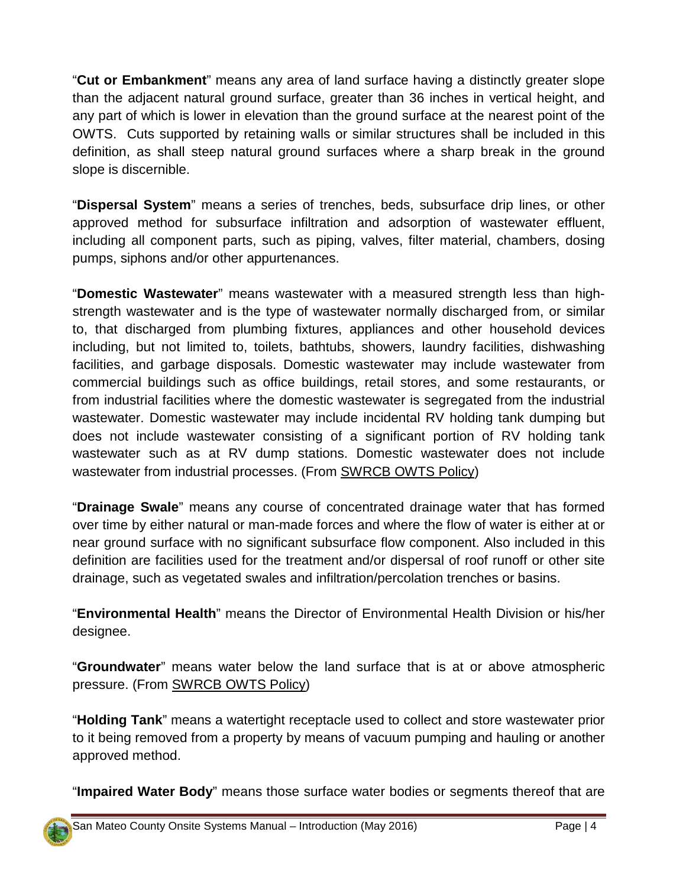"**Cut or Embankment**" means any area of land surface having a distinctly greater slope than the adjacent natural ground surface, greater than 36 inches in vertical height, and any part of which is lower in elevation than the ground surface at the nearest point of the OWTS. Cuts supported by retaining walls or similar structures shall be included in this definition, as shall steep natural ground surfaces where a sharp break in the ground slope is discernible.

"**Dispersal System**" means a series of trenches, beds, subsurface drip lines, or other approved method for subsurface infiltration and adsorption of wastewater effluent, including all component parts, such as piping, valves, filter material, chambers, dosing pumps, siphons and/or other appurtenances.

"**Domestic Wastewater**" means wastewater with a measured strength less than high-strength wastewater and is the type of wastewater normally discharged from, or similar to, that discharged from plumbing fixtures, appliances and other household devices including, but not limited to, toilets, bathtubs, showers, laundry facilities, dishwashing facilities, and garbage disposals. Domestic wastewater may include wastewater from commercial buildings such as office buildings, retail stores, and some restaurants, or from industrial facilities where the domestic wastewater is segregated from the industrial wastewater. Domestic wastewater may include incidental RV holding tank dumping but does not include wastewater consisting of a significant portion of RV holding tank wastewater such as at RV dump stations. Domestic wastewater does not include wastewater from industrial processes. (From SWRCB OWTS Policy)

"**Drainage Swale**" means any course of concentrated drainage water that has formed over time by either natural or man-made forces and where the flow of water is either at or near ground surface with no significant subsurface flow component. Also included in this definition are facilities used for the treatment and/or dispersal of roof runoff or other site drainage, such as vegetated swales and infiltration/percolation trenches or basins.

"**Environmental Health**" means the Director of Environmental Health Division or his/her designee.

"**Groundwater**" means water below the land surface that is at or above atmospheric pressure. (From SWRCB OWTS Policy)

"**Holding Tank**" means a watertight receptacle used to collect and store wastewater prior to it being removed from a property by means of vacuum pumping and hauling or another approved method.

"**Impaired Water Body**" means those surface water bodies or segments thereof that are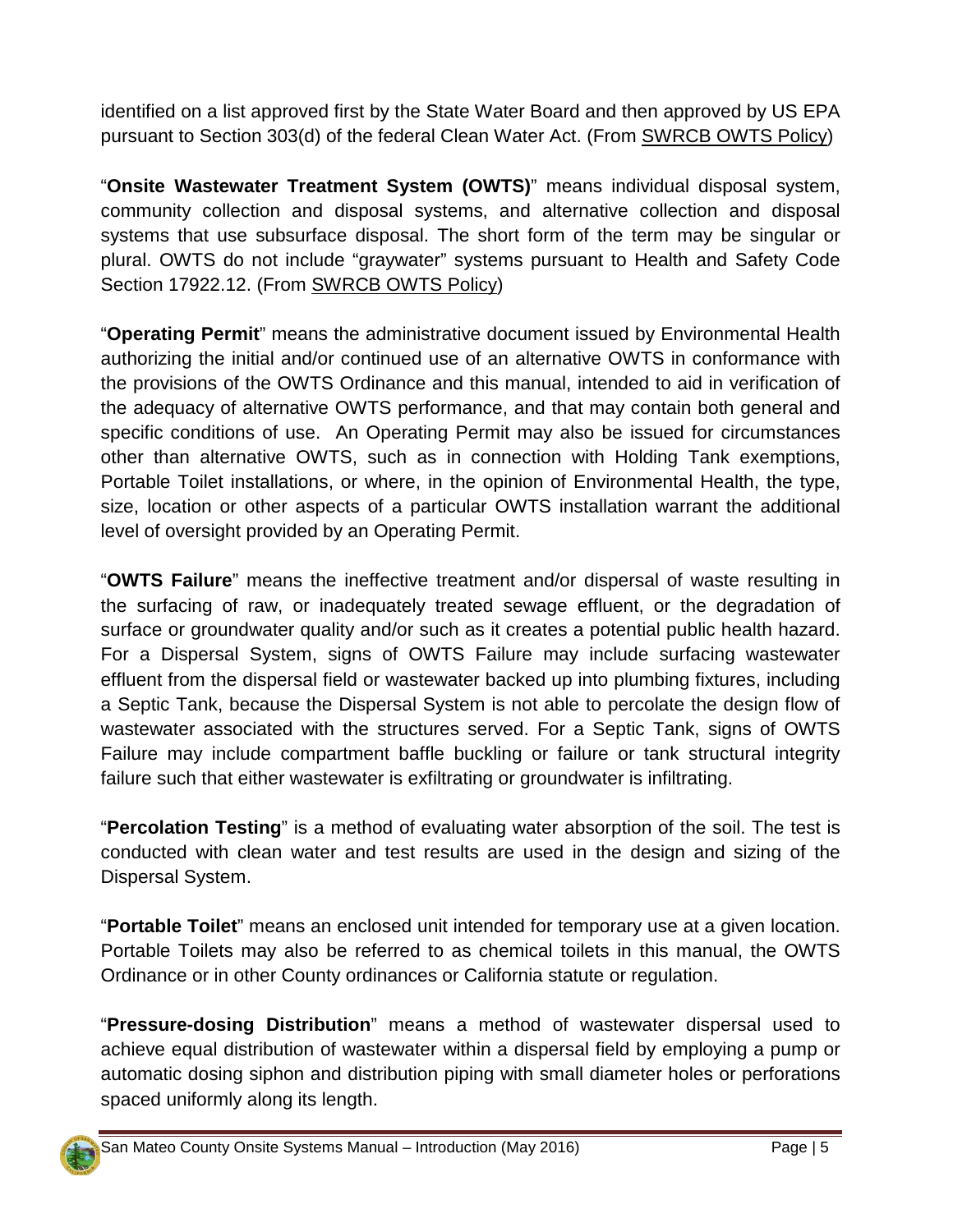identified on a list approved first by the State Water Board and then approved by US EPA pursuant to Section 303(d) of the federal Clean Water Act. (From SWRCB OWTS Policy)

"**Onsite Wastewater Treatment System (OWTS)**" means individual disposal system, community collection and disposal systems, and alternative collection and disposal systems that use subsurface disposal. The short form of the term may be singular or plural. OWTS do not include "graywater" systems pursuant to Health and Safety Code Section 17922.12. (From SWRCB OWTS Policy)

"**Operating Permit**" means the administrative document issued by Environmental Health authorizing the initial and/or continued use of an alternative OWTS in conformance with the provisions of the OWTS Ordinance and this manual, intended to aid in verification of the adequacy of alternative OWTS performance, and that may contain both general and specific conditions of use. An Operating Permit may also be issued for circumstances other than alternative OWTS, such as in connection with Holding Tank exemptions, Portable Toilet installations, or where, in the opinion of Environmental Health, the type, size, location or other aspects of a particular OWTS installation warrant the additional level of oversight provided by an Operating Permit.

"**OWTS Failure**" means the ineffective treatment and/or dispersal of waste resulting in the surfacing of raw, or inadequately treated sewage effluent, or the degradation of surface or groundwater quality and/or such as it creates a potential public health hazard. For a Dispersal System, signs of OWTS Failure may include surfacing wastewater effluent from the dispersal field or wastewater backed up into plumbing fixtures, including a Septic Tank, because the Dispersal System is not able to percolate the design flow of wastewater associated with the structures served. For a Septic Tank, signs of OWTS Failure may include compartment baffle buckling or failure or tank structural integrity failure such that either wastewater is exfiltrating or groundwater is infiltrating.

"**Percolation Testing**" is a method of evaluating water absorption of the soil. The test is conducted with clean water and test results are used in the design and sizing of the Dispersal System.

"**Portable Toilet**" means an enclosed unit intended for temporary use at a given location. Portable Toilets may also be referred to as chemical toilets in this manual, the OWTS Ordinance or in other County ordinances or California statute or regulation.

"**Pressure-dosing Distribution**" means a method of wastewater dispersal used to achieve equal distribution of wastewater within a dispersal field by employing a pump or automatic dosing siphon and distribution piping with small diameter holes or perforations spaced uniformly along its length.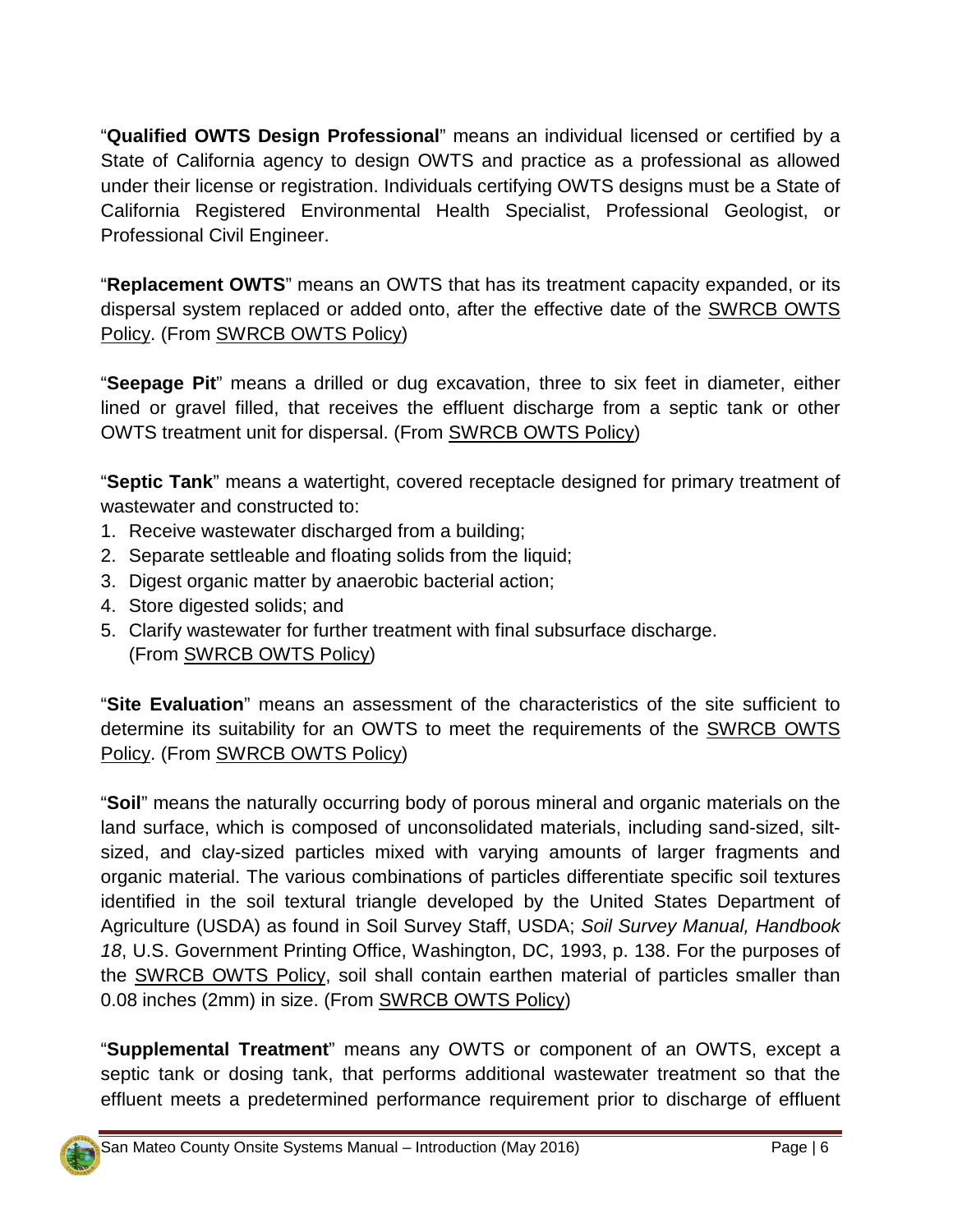"**Qualified OWTS Design Professional**" means an individual licensed or certified by a State of California agency to design OWTS and practice as a professional as allowed under their license or registration. Individuals certifying OWTS designs must be a State of California Registered Environmental Health Specialist, Professional Geologist, or Professional Civil Engineer.

"**Replacement OWTS**" means an OWTS that has its treatment capacity expanded, or its dispersal system replaced or added onto, after the effective date of the SWRCB OWTS Policy. (From SWRCB OWTS Policy)

"**Seepage Pit**" means a drilled or dug excavation, three to six feet in diameter, either lined or gravel filled, that receives the effluent discharge from a septic tank or other OWTS treatment unit for dispersal. (From SWRCB OWTS Policy)

"**Septic Tank**" means a watertight, covered receptacle designed for primary treatment of wastewater and constructed to:

1. Receive wastewater discharged from a building;
2. Separate settleable and floating solids from the liquid;
3. Digest organic matter by anaerobic bacterial action;
4. Store digested solids; and
5. Clarify wastewater for further treatment with final subsurface discharge. (From SWRCB OWTS Policy)

"**Site Evaluation**" means an assessment of the characteristics of the site sufficient to determine its suitability for an OWTS to meet the requirements of the SWRCB OWTS Policy. (From SWRCB OWTS Policy)

"**Soil**" means the naturally occurring body of porous mineral and organic materials on the land surface, which is composed of unconsolidated materials, including sand-sized, silt-sized, and clay-sized particles mixed with varying amounts of larger fragments and organic material. The various combinations of particles differentiate specific soil textures identified in the soil textural triangle developed by the United States Department of Agriculture (USDA) as found in Soil Survey Staff, USDA; *Soil Survey Manual, Handbook 18*, U.S. Government Printing Office, Washington, DC, 1993, p. 138. For the purposes of the SWRCB OWTS Policy, soil shall contain earthen material of particles smaller than 0.08 inches (2mm) in size. (From SWRCB OWTS Policy)

"**Supplemental Treatment**" means any OWTS or component of an OWTS, except a septic tank or dosing tank, that performs additional wastewater treatment so that the effluent meets a predetermined performance requirement prior to discharge of effluent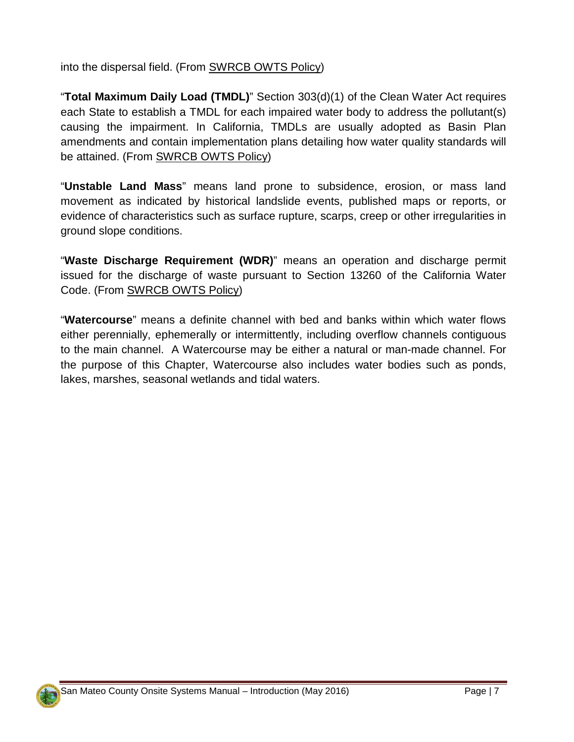into the dispersal field. (From SWRCB OWTS Policy)

"**Total Maximum Daily Load (TMDL)**" Section 303(d)(1) of the Clean Water Act requires each State to establish a TMDL for each impaired water body to address the pollutant(s) causing the impairment. In California, TMDLs are usually adopted as Basin Plan amendments and contain implementation plans detailing how water quality standards will be attained. (From SWRCB OWTS Policy)

"**Unstable Land Mass**" means land prone to subsidence, erosion, or mass land movement as indicated by historical landslide events, published maps or reports, or evidence of characteristics such as surface rupture, scarps, creep or other irregularities in ground slope conditions.

"**Waste Discharge Requirement (WDR)**" means an operation and discharge permit issued for the discharge of waste pursuant to Section 13260 of the California Water Code. (From SWRCB OWTS Policy)

"**Watercourse**" means a definite channel with bed and banks within which water flows either perennially, ephemerally or intermittently, including overflow channels contiguous to the main channel. A Watercourse may be either a natural or man-made channel. For the purpose of this Chapter, Watercourse also includes water bodies such as ponds, lakes, marshes, seasonal wetlands and tidal waters.